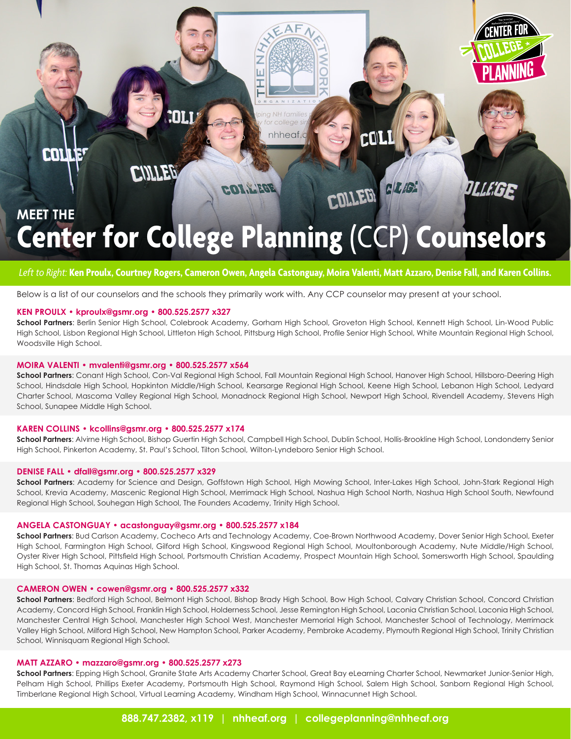# MEET THE Center for College Planning (CCP) Counselors

*Left to Right:* **Ken Proulx, Courtney Rogers, Cameron Owen, Angela Castonguay, Moira Valenti, Matt Azzaro, Denise Fall, and Karen Collins.**

Below is a list of our counselors and the schools they primarily work with. Any CCP counselor may present at your school.

### KEN PROULX • kproulx@gsmr.org • 800.525.2577 x327

**School Partners**: Berlin Senior High School, Colebrook Academy, Gorham High School, Groveton High School, Kennett High School, Lin-Wood Public High School, Lisbon Regional High School, Littleton High School, Pittsburg High School, Profile Senior High School, White Mountain Regional High School, Woodsville High School.

### MOIRA VALENTI • mvalenti@gsmr.org • 800.525.2577 x564

**School Partners**: Conant High School, Con-Val Regional High School, Fall Mountain Regional High School, Hanover High School, Hillsboro-Deering High School, Hindsdale High School, Hopkinton Middle/High School, Kearsarge Regional High School, Keene High School, Lebanon High School, Ledyard Charter School, Mascoma Valley Regional High School, Monadnock Regional High School, Newport High School, Rivendell Academy, Stevens High School, Sunapee Middle High School.

### KAREN COLLINS • kcollins@gsmr.org • 800.525.2577 x174

**School Partners**: Alvirne High School, Bishop Guertin High School, Campbell High School, Dublin School, Hollis-Brookline High School, Londonderry Senior High School, Pinkerton Academy, St. Paul's School, Tilton School, Wilton-Lyndeboro Senior High School.

### DENISE FALL • dfall@gsmr.org • 800.525.2577 x329

**School Partners**: Academy for Science and Design, Goffstown High School, High Mowing School, Inter-Lakes High School, John-Stark Regional High School, Krevia Academy, Mascenic Regional High School, Merrimack High School, Nashua High School North, Nashua High School South, Newfound Regional High School, Souhegan High School, The Founders Academy, Trinity High School.

### ANGELA CASTONGUAY • acastonguay@gsmr.org • 800.525.2577 x184

**School Partners**: Bud Carlson Academy, Cocheco Arts and Technology Academy, Coe-Brown Northwood Academy, Dover Senior High School, Exeter High School, Farmington High School, Gilford High School, Kingswood Regional High School, Moultonborough Academy, Nute Middle/High School, Oyster River High School, Pittsfield High School, Portsmouth Christian Academy, Prospect Mountain High School, Somersworth High School, Spaulding High School, St. Thomas Aquinas High School.

### CAMERON OWEN • cowen@gsmr.org • 800.525.2577 x332

**School Partners**: Bedford High School, Belmont High School, Bishop Brady High School, Bow High School, Calvary Christian School, Concord Christian Academy, Concord High School, Franklin High School, Holderness School, Jesse Remington High School, Laconia Christian School, Laconia High School, Manchester Central High School, Manchester High School West, Manchester Memorial High School, Manchester School of Technology, Merrimack Valley High School, Milford High School, New Hampton School, Parker Academy, Pembroke Academy, Plymouth Regional High School, Trinity Christian School, Winnisquam Regional High School.

### MATT AZZARO • mazzaro@gsmr.org • 800.525.2577 x273

**School Partners**: Epping High School, Granite State Arts Academy Charter School, Great Bay eLearning Charter School, Newmarket Junior-Senior High, Pelham High School, Phillips Exeter Academy, Portsmouth High School, Raymond High School, Salem High School, Sanborn Regional High School, Timberlane Regional High School, Virtual Learning Academy, Windham High School, Winnacunnet High School.

**888.747.2382, x119 | nhheaf.org | collegeplanning@nhheaf.org**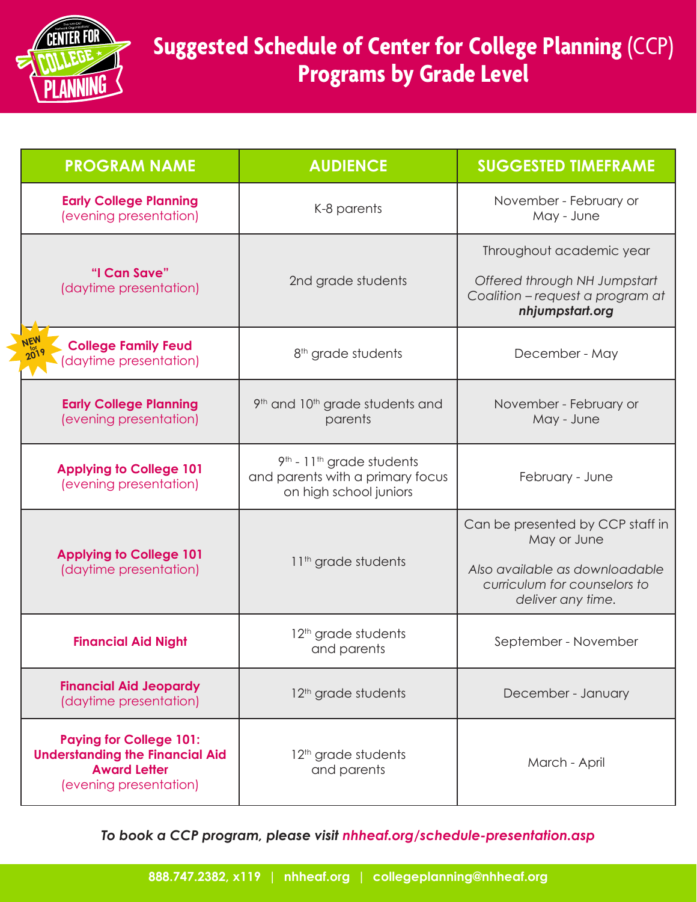# Suggested Schedule of Center for College Planning (CCP) Programs by Grade Level

| PROGRAM NAME | AUDIENCE | SUGGESTED TIMEFRAME |
| --- | --- | --- |
| **Early College Planning** (evening presentation) | K-8 parents | November - February or May - June |
| **"I Can Save"** (daytime presentation) | 2nd grade students | Throughout academic year<br>*Offered through NH Jumpstart Coalition – request a program at **nhjumpstart.org*** |
| NEW for 2019 **College Family Feud** (daytime presentation) | 8th grade students | December - May |
| **Early College Planning** (evening presentation) | 9th and 10th grade students and parents | November - February or May - June |
| **Applying to College 101** (evening presentation) | 9th - 11th grade students and parents with a primary focus on high school juniors | February - June |
| **Applying to College 101** (daytime presentation) | 11th grade students | Can be presented by CCP staff in May or June<br>*Also available as downloadable curriculum for counselors to deliver any time.* |
| **Financial Aid Night** | 12th grade students and parents | September - November |
| **Financial Aid Jeopardy** (daytime presentation) | 12th grade students | December - January |
| **Paying for College 101: Understanding the Financial Aid Award Letter** (evening presentation) | 12th grade students and parents | March - April |

*To book a CCP program, please visit nhheaf.org/schedule-presentation.asp*

**888.747.2382, x119 | nhheaf.org | collegeplanning@nhheaf.org**